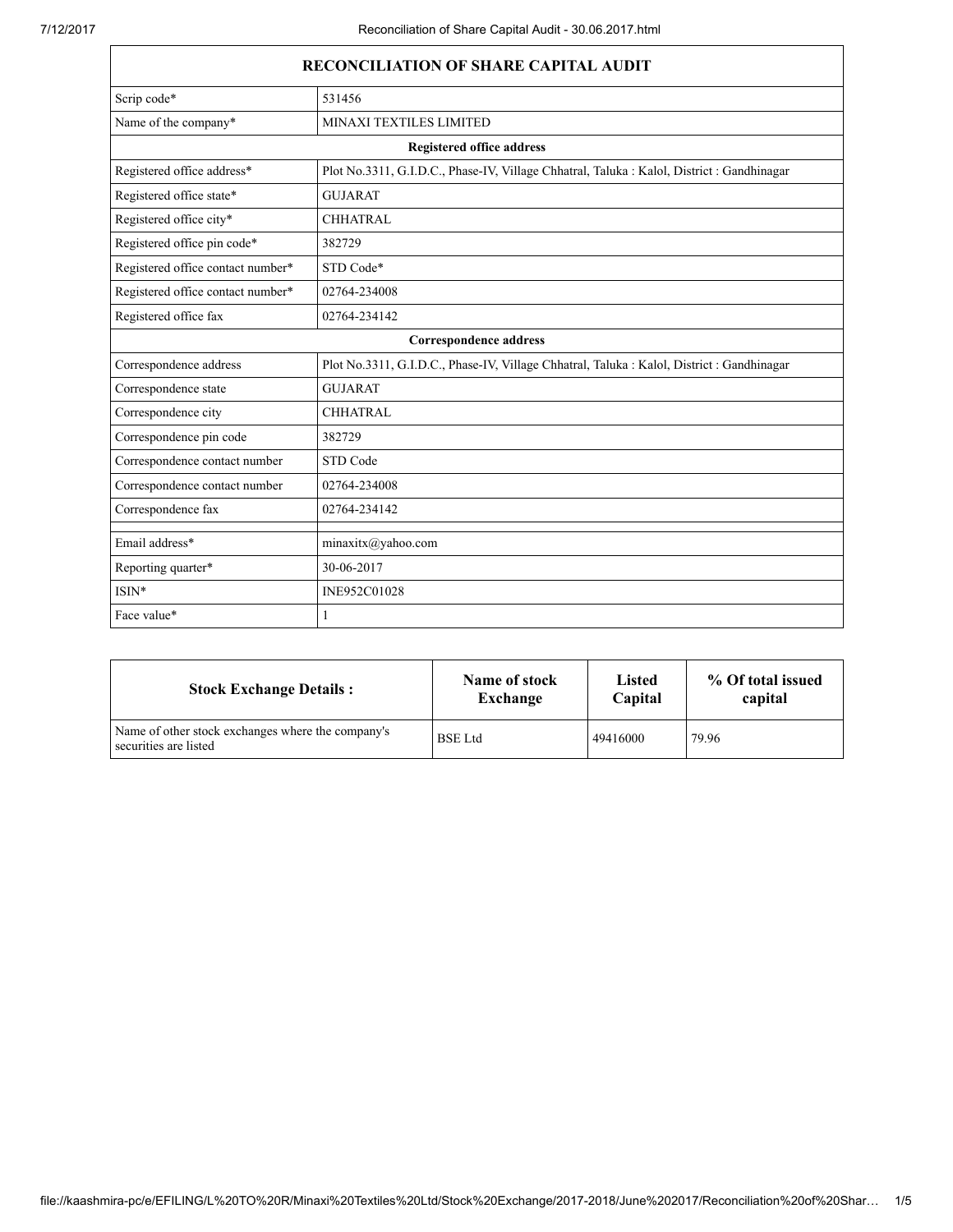| RECONCILIATION OF SHARE CAPITAL AUDIT | |
|---|---|
| Scrip code* | 531456 |
| Name of the company* | MINAXI TEXTILES LIMITED |
| **Registered office address** | |
| Registered office address* | Plot No.3311, G.I.D.C., Phase-IV, Village Chhatral, Taluka : Kalol, District : Gandhinagar |
| Registered office state* | GUJARAT |
| Registered office city* | CHHATRAL |
| Registered office pin code* | 382729 |
| Registered office contact number* | STD Code* |
| Registered office contact number* | 02764-234008 |
| Registered office fax | 02764-234142 |
| **Correspondence address** | |
| Correspondence address | Plot No.3311, G.I.D.C., Phase-IV, Village Chhatral, Taluka : Kalol, District : Gandhinagar |
| Correspondence state | GUJARAT |
| Correspondence city | CHHATRAL |
| Correspondence pin code | 382729 |
| Correspondence contact number | STD Code |
| Correspondence contact number | 02764-234008 |
| Correspondence fax | 02764-234142 |
| | |
| Email address* | minaxitx@yahoo.com |
| Reporting quarter* | 30-06-2017 |
| ISIN* | INE952C01028 |
| Face value* | 1 |

| Stock Exchange Details : | Name of stock Exchange | Listed Capital | % Of total issued capital |
|---|---|---|---|
| Name of other stock exchanges where the company's securities are listed | BSE Ltd | 49416000 | 79.96 |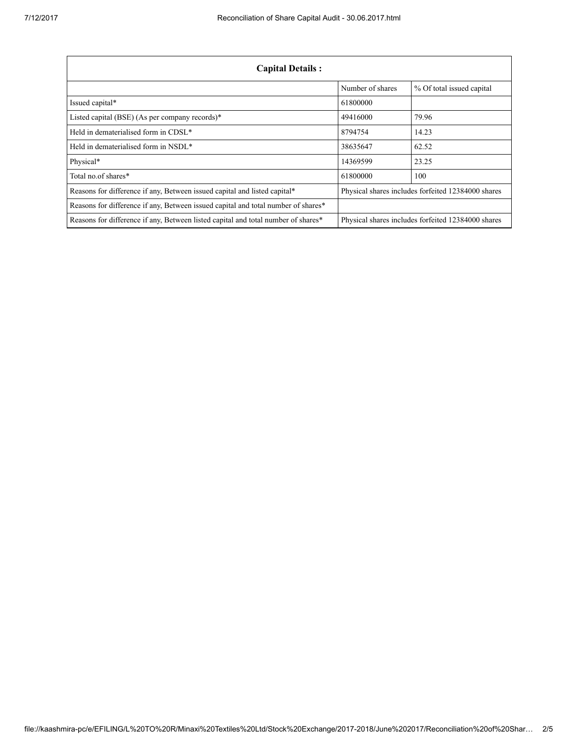| Capital Details : | | |
|---|---|---|
| | Number of shares | % Of total issued capital |
| Issued capital* | 61800000 | |
| Listed capital (BSE) (As per company records)* | 49416000 | 79.96 |
| Held in dematerialised form in CDSL* | 8794754 | 14.23 |
| Held in dematerialised form in NSDL* | 38635647 | 62.52 |
| Physical* | 14369599 | 23.25 |
| Total no.of shares* | 61800000 | 100 |
| Reasons for difference if any, Between issued capital and listed capital* | Physical shares includes forfeited 12384000 shares | |
| Reasons for difference if any, Between issued capital and total number of shares* | | |
| Reasons for difference if any, Between listed capital and total number of shares* | Physical shares includes forfeited 12384000 shares | |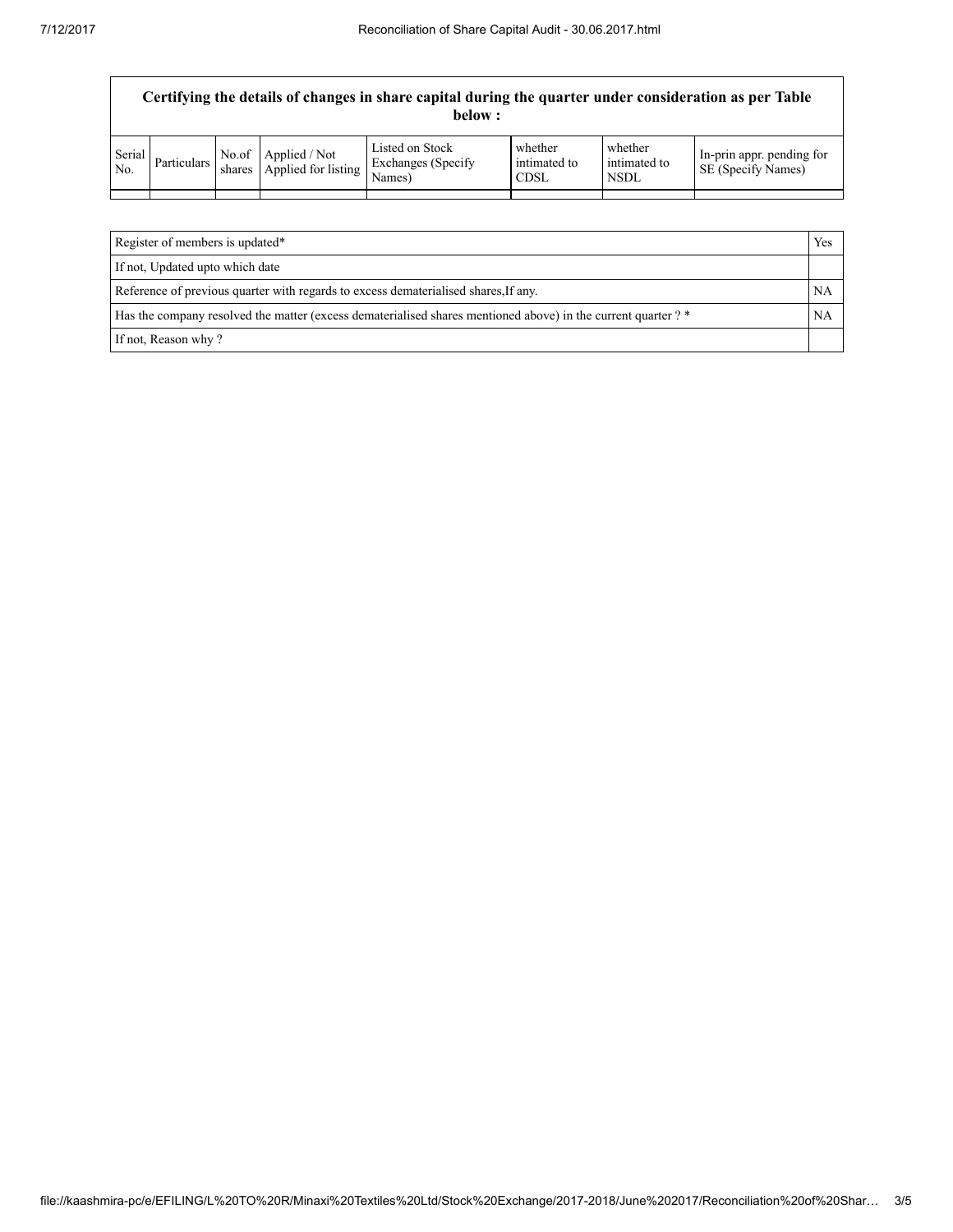**Certifying the details of changes in share capital during the quarter under consideration as per Table below :**

| Serial No. | Particulars | No.of shares | Applied / Not Applied for listing | Listed on Stock Exchanges (Specify Names) | whether intimated to CDSL | whether intimated to NSDL | In-prin appr. pending for SE (Specify Names) |
|---|---|---|---|---|---|---|---|
| | | | | | | | |

| | |
|---|---|
| Register of members is updated* | Yes |
| If not, Updated upto which date | |
| Reference of previous quarter with regards to excess dematerialised shares,If any. | NA |
| Has the company resolved the matter (excess dematerialised shares mentioned above) in the current quarter ? * | NA |
| If not, Reason why ? | |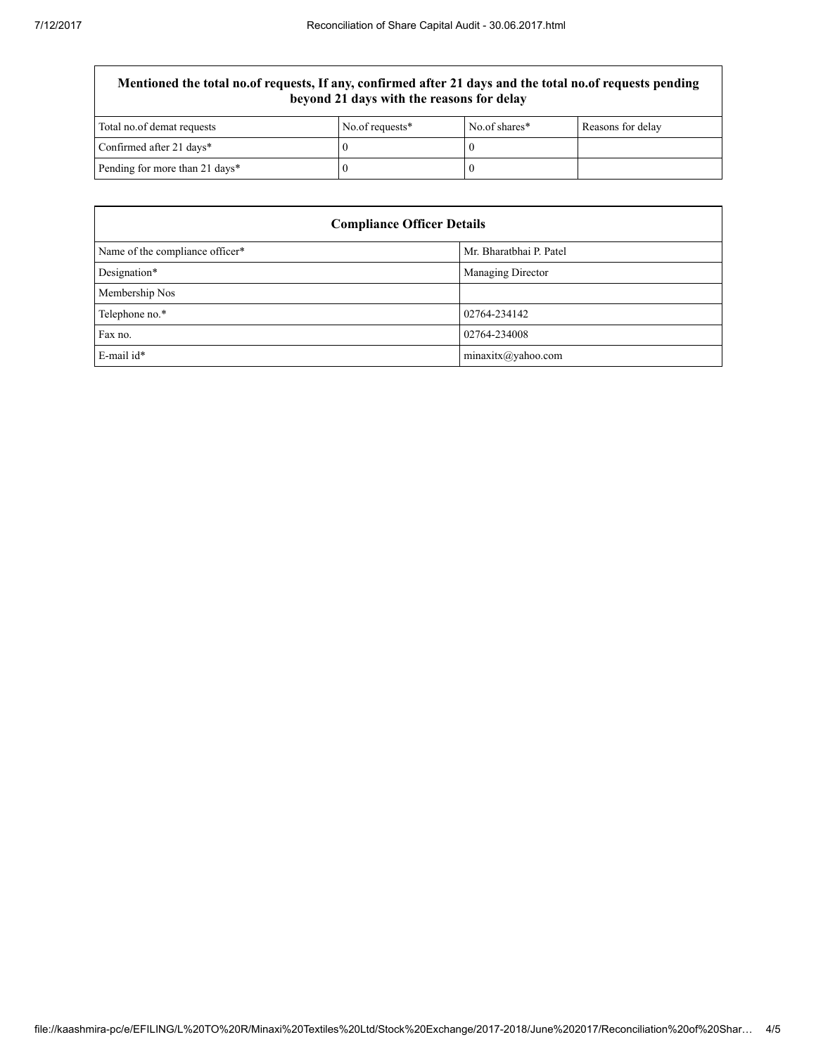| Mentioned the total no.of requests, If any, confirmed after 21 days and the total no.of requests pending beyond 21 days with the reasons for delay | | | |
|---|---|---|---|
| Total no.of demat requests | No.of requests* | No.of shares* | Reasons for delay |
| Confirmed after 21 days* | 0 | 0 | |
| Pending for more than 21 days* | 0 | 0 | |

| Compliance Officer Details | |
|---|---|
| Name of the compliance officer* | Mr. Bharatbhai P. Patel |
| Designation* | Managing Director |
| Membership Nos | |
| Telephone no.* | 02764-234142 |
| Fax no. | 02764-234008 |
| E-mail id* | minaxitx@yahoo.com |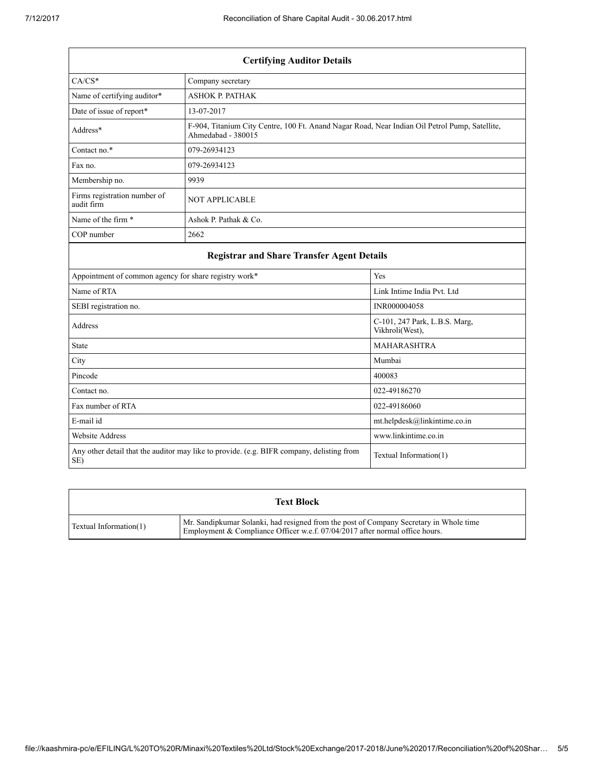| Certifying Auditor Details | |
|---|---|
| CA/CS* | Company secretary |
| Name of certifying auditor* | ASHOK P. PATHAK |
| Date of issue of report* | 13-07-2017 |
| Address* | F-904, Titanium City Centre, 100 Ft. Anand Nagar Road, Near Indian Oil Petrol Pump, Satellite, Ahmedabad - 380015 |
| Contact no.* | 079-26934123 |
| Fax no. | 079-26934123 |
| Membership no. | 9939 |
| Firms registration number of audit firm | NOT APPLICABLE |
| Name of the firm * | Ashok P. Pathak & Co. |
| COP number | 2662 |

| Registrar and Share Transfer Agent Details | |
|---|---|
| Appointment of common agency for share registry work* | Yes |
| Name of RTA | Link Intime India Pvt. Ltd |
| SEBI registration no. | INR000004058 |
| Address | C-101, 247 Park, L.B.S. Marg, Vikhroli(West), |
| State | MAHARASHTRA |
| City | Mumbai |
| Pincode | 400083 |
| Contact no. | 022-49186270 |
| Fax number of RTA | 022-49186060 |
| E-mail id | mt.helpdesk@linkintime.co.in |
| Website Address | www.linkintime.co.in |
| Any other detail that the auditor may like to provide. (e.g. BIFR company, delisting from SE) | Textual Information(1) |

| Text Block | |
|---|---|
| Textual Information(1) | Mr. Sandipkumar Solanki, had resigned from the post of Company Secretary in Whole time Employment & Compliance Officer w.e.f. 07/04/2017 after normal office hours. |